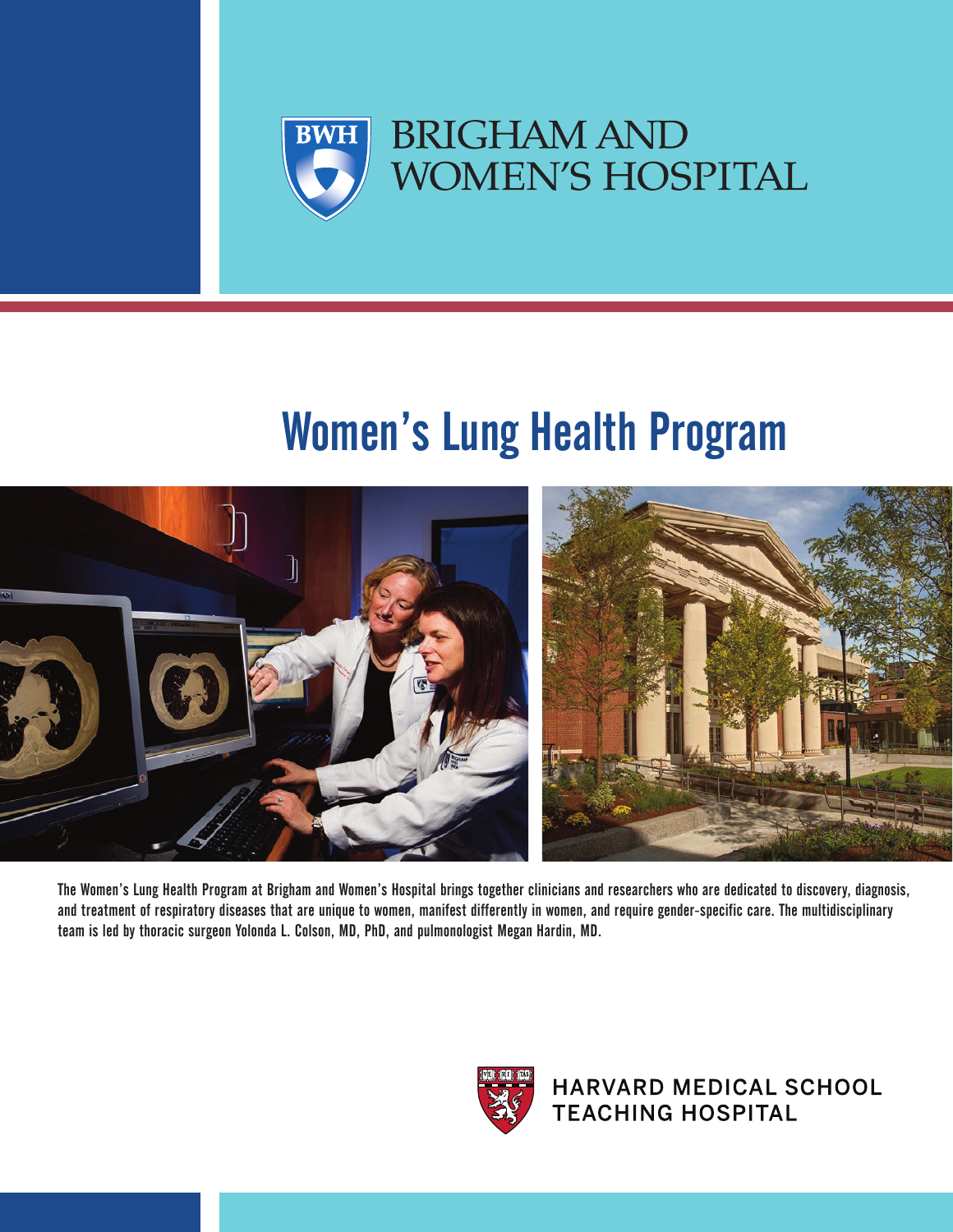BRIGHAM AND WOMEN'S HOSPITAL

# Women's Lung Health Program

The Women's Lung Health Program at Brigham and Women's Hospital brings together clinicians and researchers who are dedicated to discovery, diagnosis, and treatment of respiratory diseases that are unique to women, manifest differently in women, and require gender-specific care. The multidisciplinary team is led by thoracic surgeon Yolonda L. Colson, MD, PhD, and pulmonologist Megan Hardin, MD.

HARVARD MEDICAL SCHOOL TEACHING HOSPITAL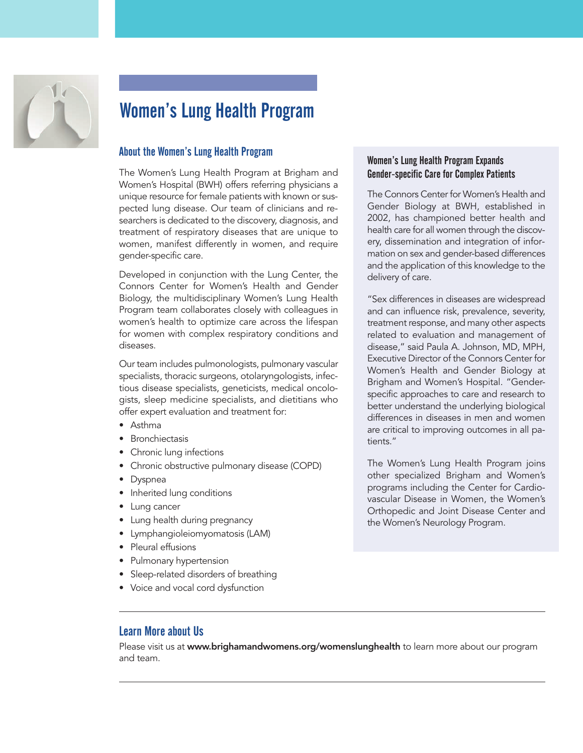# Women's Lung Health Program

## About the Women's Lung Health Program

The Women's Lung Health Program at Brigham and Women's Hospital (BWH) offers referring physicians a unique resource for female patients with known or suspected lung disease. Our team of clinicians and researchers is dedicated to the discovery, diagnosis, and treatment of respiratory diseases that are unique to women, manifest differently in women, and require gender-specific care.

Developed in conjunction with the Lung Center, the Connors Center for Women's Health and Gender Biology, the multidisciplinary Women's Lung Health Program team collaborates closely with colleagues in women's health to optimize care across the lifespan for women with complex respiratory conditions and diseases.

Our team includes pulmonologists, pulmonary vascular specialists, thoracic surgeons, otolaryngologists, infectious disease specialists, geneticists, medical oncologists, sleep medicine specialists, and dietitians who offer expert evaluation and treatment for:

- Asthma
- Bronchiectasis
- Chronic lung infections
- Chronic obstructive pulmonary disease (COPD)
- Dyspnea
- Inherited lung conditions
- Lung cancer
- Lung health during pregnancy
- Lymphangioleiomyomatosis (LAM)
- Pleural effusions
- Pulmonary hypertension
- Sleep-related disorders of breathing
- Voice and vocal cord dysfunction

### Women's Lung Health Program Expands Gender-specific Care for Complex Patients

The Connors Center for Women's Health and Gender Biology at BWH, established in 2002, has championed better health and health care for all women through the discovery, dissemination and integration of information on sex and gender-based differences and the application of this knowledge to the delivery of care.

"Sex differences in diseases are widespread and can influence risk, prevalence, severity, treatment response, and many other aspects related to evaluation and management of disease," said Paula A. Johnson, MD, MPH, Executive Director of the Connors Center for Women's Health and Gender Biology at Brigham and Women's Hospital. "Gender-specific approaches to care and research to better understand the underlying biological differences in diseases in men and women are critical to improving outcomes in all patients."

The Women's Lung Health Program joins other specialized Brigham and Women's programs including the Center for Cardiovascular Disease in Women, the Women's Orthopedic and Joint Disease Center and the Women's Neurology Program.

## Learn More about Us

Please visit us at **www.brighamandwomens.org/womenslunghealth** to learn more about our program and team.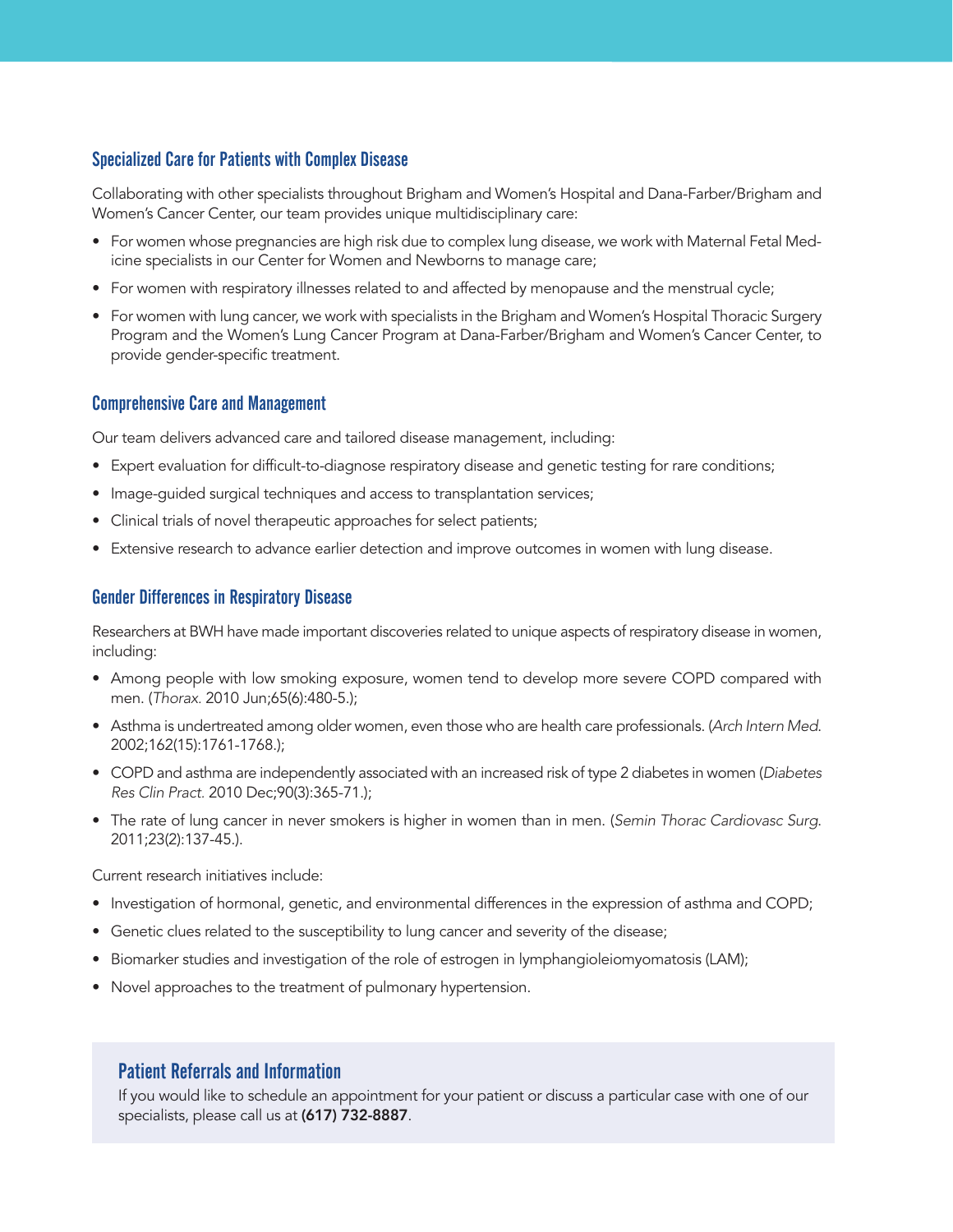## Specialized Care for Patients with Complex Disease

Collaborating with other specialists throughout Brigham and Women's Hospital and Dana-Farber/Brigham and Women's Cancer Center, our team provides unique multidisciplinary care:

- For women whose pregnancies are high risk due to complex lung disease, we work with Maternal Fetal Medicine specialists in our Center for Women and Newborns to manage care;
- For women with respiratory illnesses related to and affected by menopause and the menstrual cycle;
- For women with lung cancer, we work with specialists in the Brigham and Women's Hospital Thoracic Surgery Program and the Women's Lung Cancer Program at Dana-Farber/Brigham and Women's Cancer Center, to provide gender-specific treatment.

## Comprehensive Care and Management

Our team delivers advanced care and tailored disease management, including:

- Expert evaluation for difficult-to-diagnose respiratory disease and genetic testing for rare conditions;
- Image-guided surgical techniques and access to transplantation services;
- Clinical trials of novel therapeutic approaches for select patients;
- Extensive research to advance earlier detection and improve outcomes in women with lung disease.

## Gender Differences in Respiratory Disease

Researchers at BWH have made important discoveries related to unique aspects of respiratory disease in women, including:

- Among people with low smoking exposure, women tend to develop more severe COPD compared with men. (*Thorax.* 2010 Jun;65(6):480-5.);
- Asthma is undertreated among older women, even those who are health care professionals. (*Arch Intern Med.* 2002;162(15):1761-1768.);
- COPD and asthma are independently associated with an increased risk of type 2 diabetes in women (*Diabetes Res Clin Pract.* 2010 Dec;90(3):365-71.);
- The rate of lung cancer in never smokers is higher in women than in men. (*Semin Thorac Cardiovasc Surg.* 2011;23(2):137-45.).

Current research initiatives include:

- Investigation of hormonal, genetic, and environmental differences in the expression of asthma and COPD;
- Genetic clues related to the susceptibility to lung cancer and severity of the disease;
- Biomarker studies and investigation of the role of estrogen in lymphangioleiomyomatosis (LAM);
- Novel approaches to the treatment of pulmonary hypertension.

## Patient Referrals and Information

If you would like to schedule an appointment for your patient or discuss a particular case with one of our specialists, please call us at **(617) 732-8887**.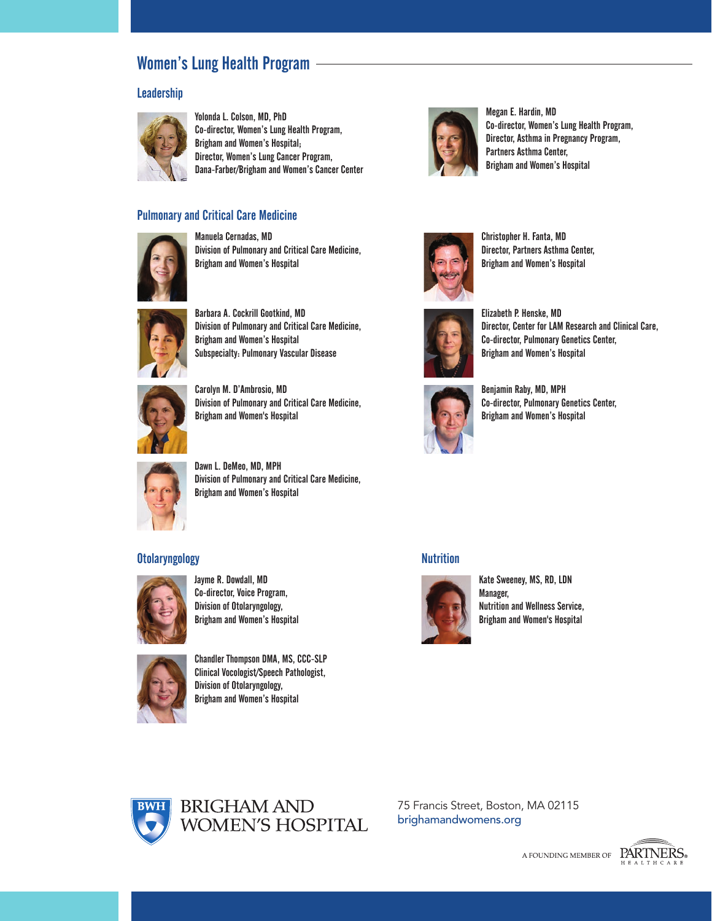## Women's Lung Health Program

### Leadership

Yolonda L. Colson, MD, PhD
Co-director, Women's Lung Health Program,
Brigham and Women's Hospital;
Director, Women's Lung Cancer Program,
Dana-Farber/Brigham and Women's Cancer Center

Megan E. Hardin, MD
Co-director, Women's Lung Health Program,
Director, Asthma in Pregnancy Program,
Partners Asthma Center,
Brigham and Women's Hospital

### Pulmonary and Critical Care Medicine

Manuela Cernadas, MD
Division of Pulmonary and Critical Care Medicine,
Brigham and Women's Hospital

Barbara A. Cockrill Gootkind, MD
Division of Pulmonary and Critical Care Medicine,
Brigham and Women's Hospital
Subspecialty: Pulmonary Vascular Disease

Carolyn M. D'Ambrosio, MD
Division of Pulmonary and Critical Care Medicine,
Brigham and Women's Hospital

Dawn L. DeMeo, MD, MPH
Division of Pulmonary and Critical Care Medicine,
Brigham and Women's Hospital

Christopher H. Fanta, MD
Director, Partners Asthma Center,
Brigham and Women's Hospital

Elizabeth P. Henske, MD
Director, Center for LAM Research and Clinical Care,
Co-director, Pulmonary Genetics Center,
Brigham and Women's Hospital

Benjamin Raby, MD, MPH
Co-director, Pulmonary Genetics Center,
Brigham and Women's Hospital

### Otolaryngology

Jayme R. Dowdall, MD
Co-director, Voice Program,
Division of Otolaryngology,
Brigham and Women's Hospital

Chandler Thompson DMA, MS, CCC-SLP
Clinical Vocologist/Speech Pathologist,
Division of Otolaryngology,
Brigham and Women's Hospital

### Nutrition

Kate Sweeney, MS, RD, LDN
Manager,
Nutrition and Wellness Service,
Brigham and Women's Hospital

BRIGHAM AND WOMEN'S HOSPITAL

75 Francis Street, Boston, MA 02115
brighamandwomens.org

A FOUNDING MEMBER OF PARTNERS HEALTHCARE